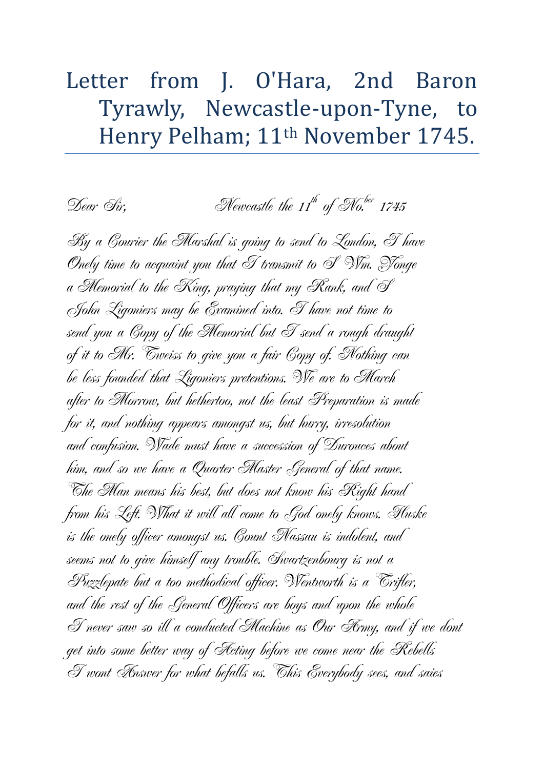# Letter from J. O'Hara, 2nd Baron Tyrawly, Newcastle-upon-Tyne, to Henry Pelham; 11th November 1745.

*Dear Sir,* *Newcastle the 11th of No.ber 1745*

*By a Courier the Marshal is going to send to London, I have Onely time to acquaint you that I transmit to Sr Wm. Yonge a Memorial to the King, praying that my Rank, and Sr John Ligoniers may be Examined into. I have not time to send you a Copy of the Memorial but I send a rough draught of it to Mr. Tweiss to give you a fair Copy of. Nothing can be less founded that Ligoniers pretentions. We are to March after to Morrow, but hethertoo, not the least Preparation is made for it, and nothing appears amongst us, but hurry, irresolution and confusion. Wade must have a succession of Durouces about him, and so we have a Quarter Master General of that name. The Man means his best, but does not know his Right hand from his Left. What it will all come to God onely knows. Huske is the onely officer amongst us. Count Nassau is indolent, and seems not to give himself any trouble. Swartzenbourg is not a Puzzlepate but a too methodical officer. Wentworth is a Trifler, and the rest of the General Officers are boys and upon the whole I never saw so ill a conducted Machine as Our Army, and if we dont get into some better way of Acting before we come near the Rebells I wont Answer for what befalls us. This Everybody sees, and saies*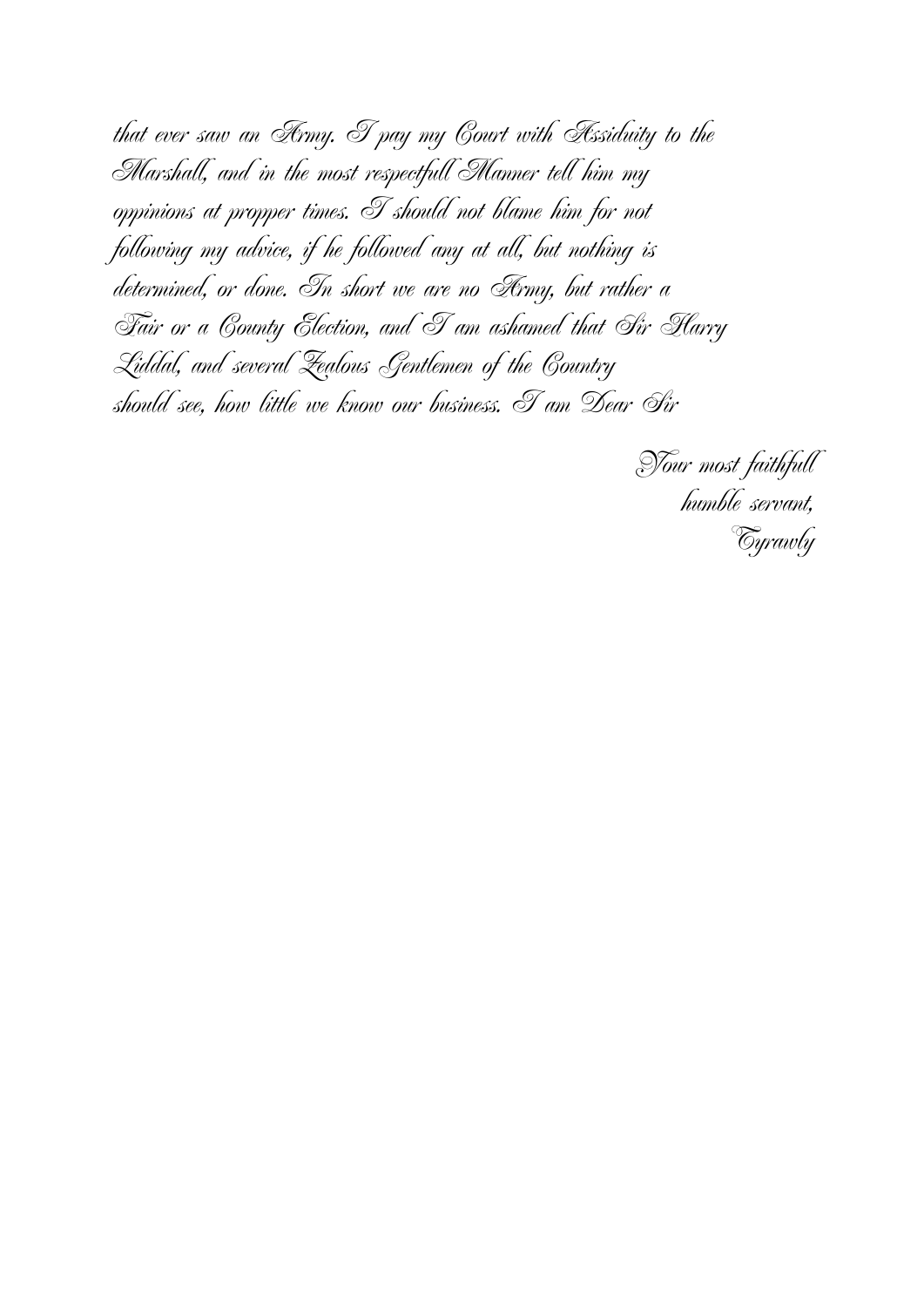that ever saw an Army. I pay my Court with Assiduity to the Marshall, and in the most respectfull Manner tell him my oppinions at propper times. I should not blame him for not following my advice, if he followed any at all, but nothing is determined, or done. In short we are no Army, but rather a Fair or a County Election, and I am ashamed that Sir Harry Liddal, and several Zealous Gentlemen of the Country should see, how little we know our business. I am Dear Sir

Your most faithfull
humble servant,
Tyrawly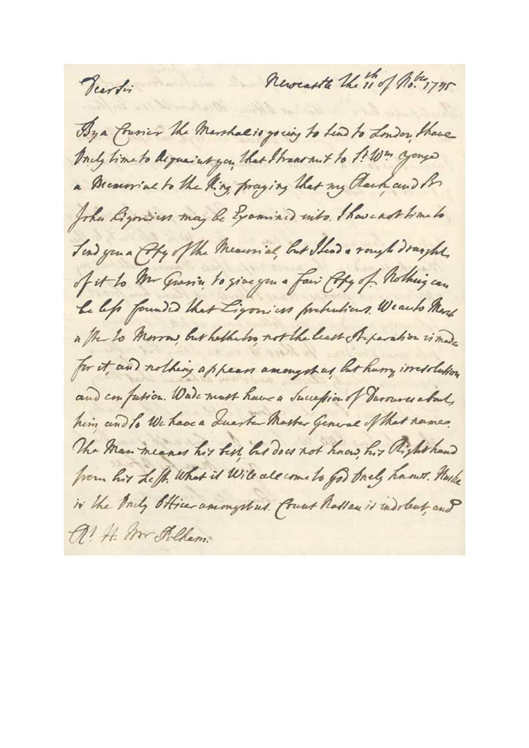Dear Sir

Newcastle the 11th of Nobr. 1745

By a Courier the Marshal is going to send to London, I have Only time to Acquaint you, that I transmit to Sr Wm Yonge a Memorial to the King praying that my Rank and Sr John Ligoniers may be Examined into. I have not time to Send you a Copy of the Memorial, but I send a rough draught of it to Mr Gunin to give you a fair Copy of. Nothing can be less founded than Ligoniers pretentions. We are to March a Ste to Morrow, but hitherto not the least Preparation is made for it, and nothing appears amongst us but hurry irresolution and confusion. Wade must have a Succession of Servants about him, and so We have a Quarter Master General of that name. The Man meanes his best, but does not know his Right hand from his Left. What it will all come to God Only knows. Hauke is the Only Officer amongst us. Count Nassau is indolent, and

Rt. H: Mr Pelham.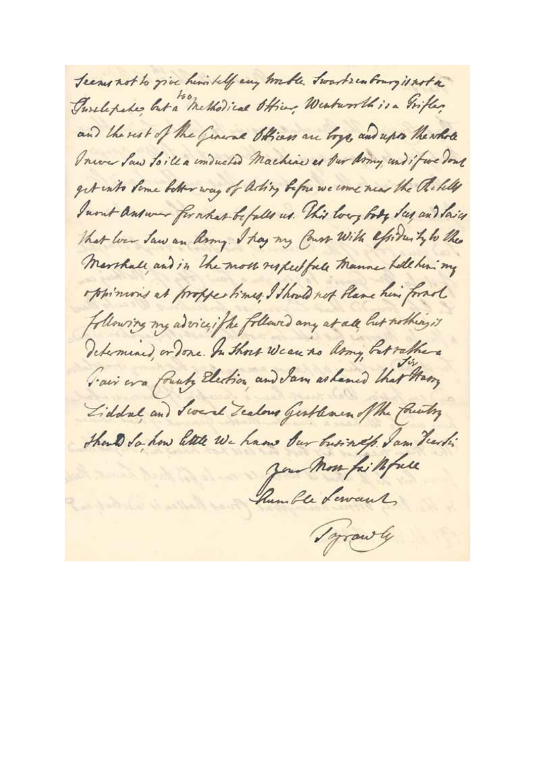seems not to give himself any trouble. Swartzenburg is not a Puzzlepate, but a too Methodical Officer, Wentworth is a Trifler, and the rest of the General Officers are Boys, and upon the whole I never saw so ill a conducted Machine as our Army, and if we dont get into some better way of Acting before we come near the Rebells I wont Answer for what befalls us. This every body Sees, and Says that ever Saw an Army. I pay my Court with Assiduity to the Marshall, and in the most respectfull Manner tell him my oppinions at propper times, I should not blame him for not following my advice, if he followed any at all but nothing is determined, or done. In short we are no Army, but rather a Fair or a County Election, and I am ashamed that Sir Harry Liddel and Several Zealous Gentlemen of the County should see how little We know our business. I am Dear Sir

Your Most faithfull

Humble Servant,

Tyrawly